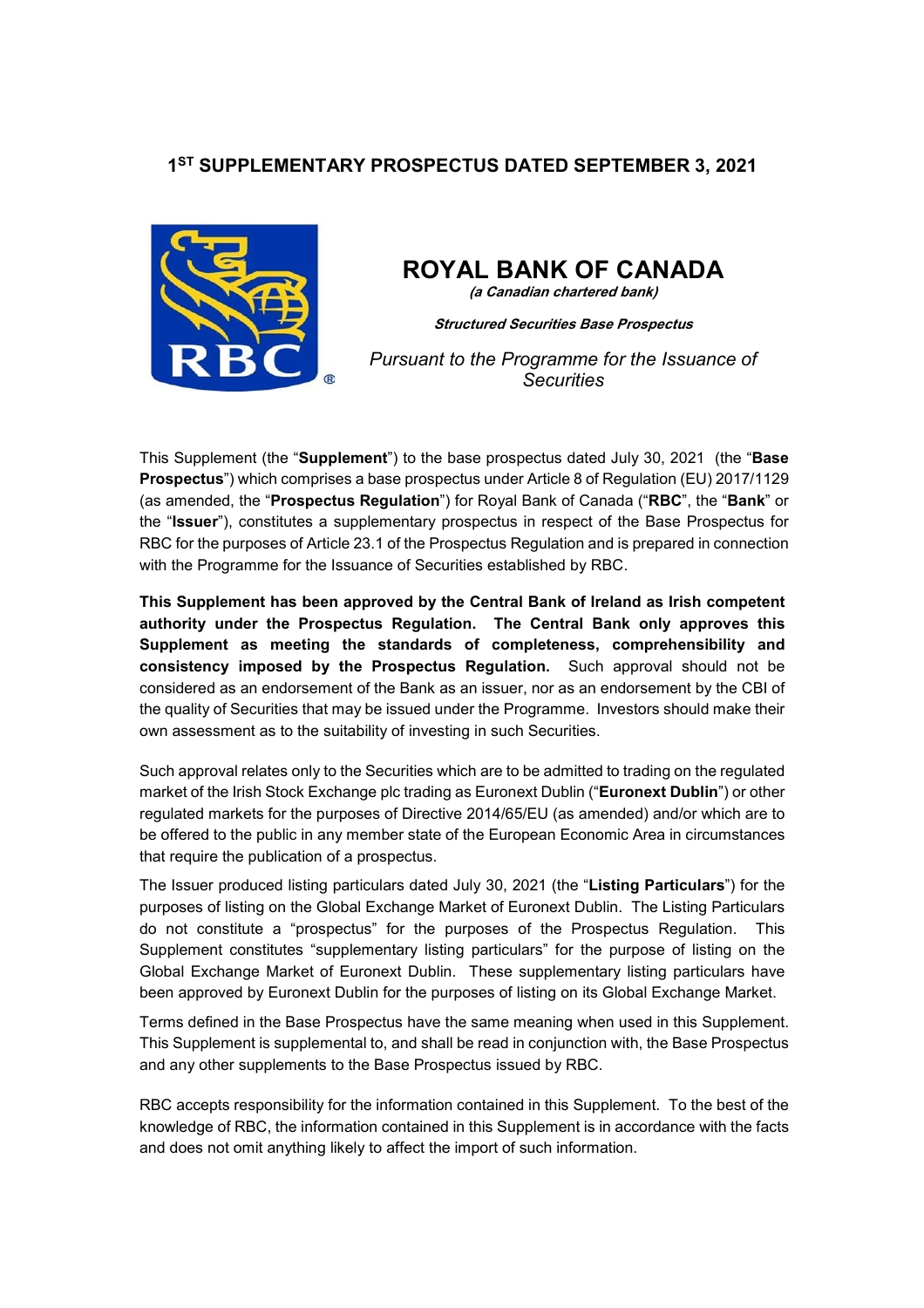# 1ST SUPPLEMENTARY PROSPECTUS DATED SEPTEMBER 3, 2021

## ROYAL BANK OF CANADA

***(a Canadian chartered bank)***

***Structured Securities Base Prospectus***

*Pursuant to the Programme for the Issuance of Securities*

This Supplement (the "**Supplement**") to the base prospectus dated July 30, 2021 (the "**Base Prospectus**") which comprises a base prospectus under Article 8 of Regulation (EU) 2017/1129 (as amended, the "**Prospectus Regulation**") for Royal Bank of Canada ("**RBC**", the "**Bank**" or the "**Issuer**"), constitutes a supplementary prospectus in respect of the Base Prospectus for RBC for the purposes of Article 23.1 of the Prospectus Regulation and is prepared in connection with the Programme for the Issuance of Securities established by RBC.

**This Supplement has been approved by the Central Bank of Ireland as Irish competent authority under the Prospectus Regulation. The Central Bank only approves this Supplement as meeting the standards of completeness, comprehensibility and consistency imposed by the Prospectus Regulation.** Such approval should not be considered as an endorsement of the Bank as an issuer, nor as an endorsement by the CBI of the quality of Securities that may be issued under the Programme. Investors should make their own assessment as to the suitability of investing in such Securities.

Such approval relates only to the Securities which are to be admitted to trading on the regulated market of the Irish Stock Exchange plc trading as Euronext Dublin ("**Euronext Dublin**") or other regulated markets for the purposes of Directive 2014/65/EU (as amended) and/or which are to be offered to the public in any member state of the European Economic Area in circumstances that require the publication of a prospectus.

The Issuer produced listing particulars dated July 30, 2021 (the "**Listing Particulars**") for the purposes of listing on the Global Exchange Market of Euronext Dublin. The Listing Particulars do not constitute a "prospectus" for the purposes of the Prospectus Regulation. This Supplement constitutes "supplementary listing particulars" for the purpose of listing on the Global Exchange Market of Euronext Dublin. These supplementary listing particulars have been approved by Euronext Dublin for the purposes of listing on its Global Exchange Market.

Terms defined in the Base Prospectus have the same meaning when used in this Supplement. This Supplement is supplemental to, and shall be read in conjunction with, the Base Prospectus and any other supplements to the Base Prospectus issued by RBC.

RBC accepts responsibility for the information contained in this Supplement. To the best of the knowledge of RBC, the information contained in this Supplement is in accordance with the facts and does not omit anything likely to affect the import of such information.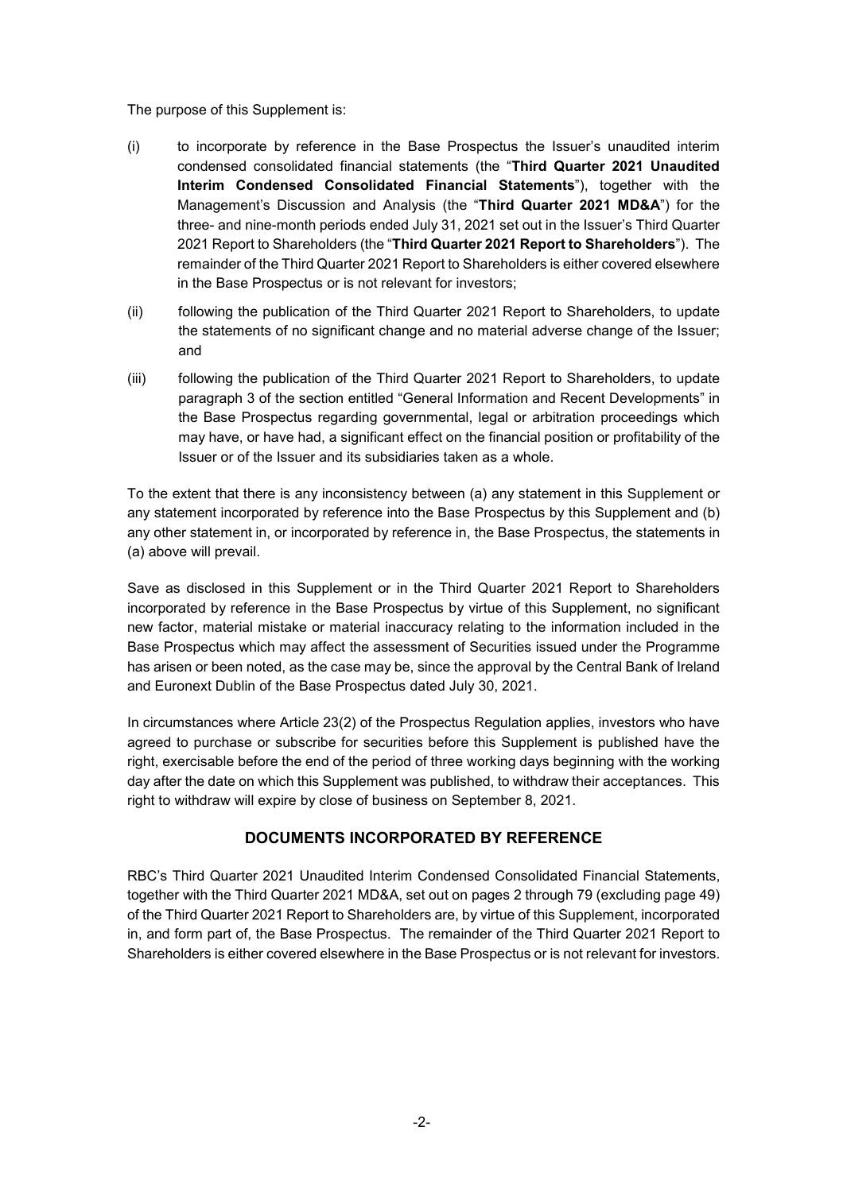The purpose of this Supplement is:

(i) to incorporate by reference in the Base Prospectus the Issuer's unaudited interim condensed consolidated financial statements (the "**Third Quarter 2021 Unaudited Interim Condensed Consolidated Financial Statements**"), together with the Management's Discussion and Analysis (the "**Third Quarter 2021 MD&A**") for the three- and nine-month periods ended July 31, 2021 set out in the Issuer's Third Quarter 2021 Report to Shareholders (the "**Third Quarter 2021 Report to Shareholders**"). The remainder of the Third Quarter 2021 Report to Shareholders is either covered elsewhere in the Base Prospectus or is not relevant for investors;

(ii) following the publication of the Third Quarter 2021 Report to Shareholders, to update the statements of no significant change and no material adverse change of the Issuer; and

(iii) following the publication of the Third Quarter 2021 Report to Shareholders, to update paragraph 3 of the section entitled "General Information and Recent Developments" in the Base Prospectus regarding governmental, legal or arbitration proceedings which may have, or have had, a significant effect on the financial position or profitability of the Issuer or of the Issuer and its subsidiaries taken as a whole.

To the extent that there is any inconsistency between (a) any statement in this Supplement or any statement incorporated by reference into the Base Prospectus by this Supplement and (b) any other statement in, or incorporated by reference in, the Base Prospectus, the statements in (a) above will prevail.

Save as disclosed in this Supplement or in the Third Quarter 2021 Report to Shareholders incorporated by reference in the Base Prospectus by virtue of this Supplement, no significant new factor, material mistake or material inaccuracy relating to the information included in the Base Prospectus which may affect the assessment of Securities issued under the Programme has arisen or been noted, as the case may be, since the approval by the Central Bank of Ireland and Euronext Dublin of the Base Prospectus dated July 30, 2021.

In circumstances where Article 23(2) of the Prospectus Regulation applies, investors who have agreed to purchase or subscribe for securities before this Supplement is published have the right, exercisable before the end of the period of three working days beginning with the working day after the date on which this Supplement was published, to withdraw their acceptances. This right to withdraw will expire by close of business on September 8, 2021.

## DOCUMENTS INCORPORATED BY REFERENCE

RBC's Third Quarter 2021 Unaudited Interim Condensed Consolidated Financial Statements, together with the Third Quarter 2021 MD&A, set out on pages 2 through 79 (excluding page 49) of the Third Quarter 2021 Report to Shareholders are, by virtue of this Supplement, incorporated in, and form part of, the Base Prospectus. The remainder of the Third Quarter 2021 Report to Shareholders is either covered elsewhere in the Base Prospectus or is not relevant for investors.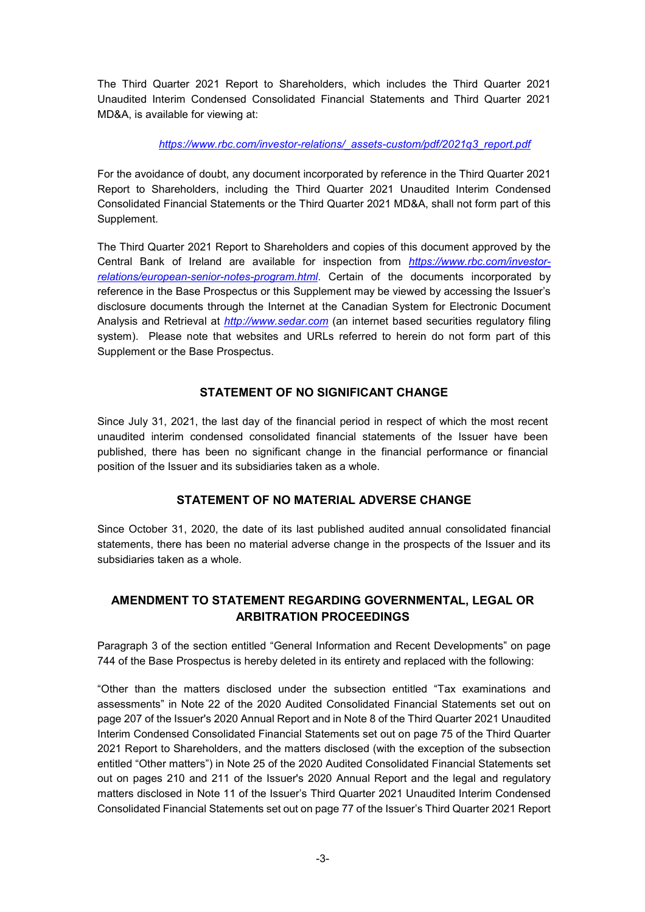The Third Quarter 2021 Report to Shareholders, which includes the Third Quarter 2021 Unaudited Interim Condensed Consolidated Financial Statements and Third Quarter 2021 MD&A, is available for viewing at:

*https://www.rbc.com/investor-relations/_assets-custom/pdf/2021q3_report.pdf*

For the avoidance of doubt, any document incorporated by reference in the Third Quarter 2021 Report to Shareholders, including the Third Quarter 2021 Unaudited Interim Condensed Consolidated Financial Statements or the Third Quarter 2021 MD&A, shall not form part of this Supplement.

The Third Quarter 2021 Report to Shareholders and copies of this document approved by the Central Bank of Ireland are available for inspection from *https://www.rbc.com/investor-relations/european-senior-notes-program.html*. Certain of the documents incorporated by reference in the Base Prospectus or this Supplement may be viewed by accessing the Issuer's disclosure documents through the Internet at the Canadian System for Electronic Document Analysis and Retrieval at *http://www.sedar.com* (an internet based securities regulatory filing system). Please note that websites and URLs referred to herein do not form part of this Supplement or the Base Prospectus.

## STATEMENT OF NO SIGNIFICANT CHANGE

Since July 31, 2021, the last day of the financial period in respect of which the most recent unaudited interim condensed consolidated financial statements of the Issuer have been published, there has been no significant change in the financial performance or financial position of the Issuer and its subsidiaries taken as a whole.

## STATEMENT OF NO MATERIAL ADVERSE CHANGE

Since October 31, 2020, the date of its last published audited annual consolidated financial statements, there has been no material adverse change in the prospects of the Issuer and its subsidiaries taken as a whole.

## AMENDMENT TO STATEMENT REGARDING GOVERNMENTAL, LEGAL OR ARBITRATION PROCEEDINGS

Paragraph 3 of the section entitled "General Information and Recent Developments" on page 744 of the Base Prospectus is hereby deleted in its entirety and replaced with the following:

"Other than the matters disclosed under the subsection entitled "Tax examinations and assessments" in Note 22 of the 2020 Audited Consolidated Financial Statements set out on page 207 of the Issuer's 2020 Annual Report and in Note 8 of the Third Quarter 2021 Unaudited Interim Condensed Consolidated Financial Statements set out on page 75 of the Third Quarter 2021 Report to Shareholders, and the matters disclosed (with the exception of the subsection entitled "Other matters") in Note 25 of the 2020 Audited Consolidated Financial Statements set out on pages 210 and 211 of the Issuer's 2020 Annual Report and the legal and regulatory matters disclosed in Note 11 of the Issuer's Third Quarter 2021 Unaudited Interim Condensed Consolidated Financial Statements set out on page 77 of the Issuer's Third Quarter 2021 Report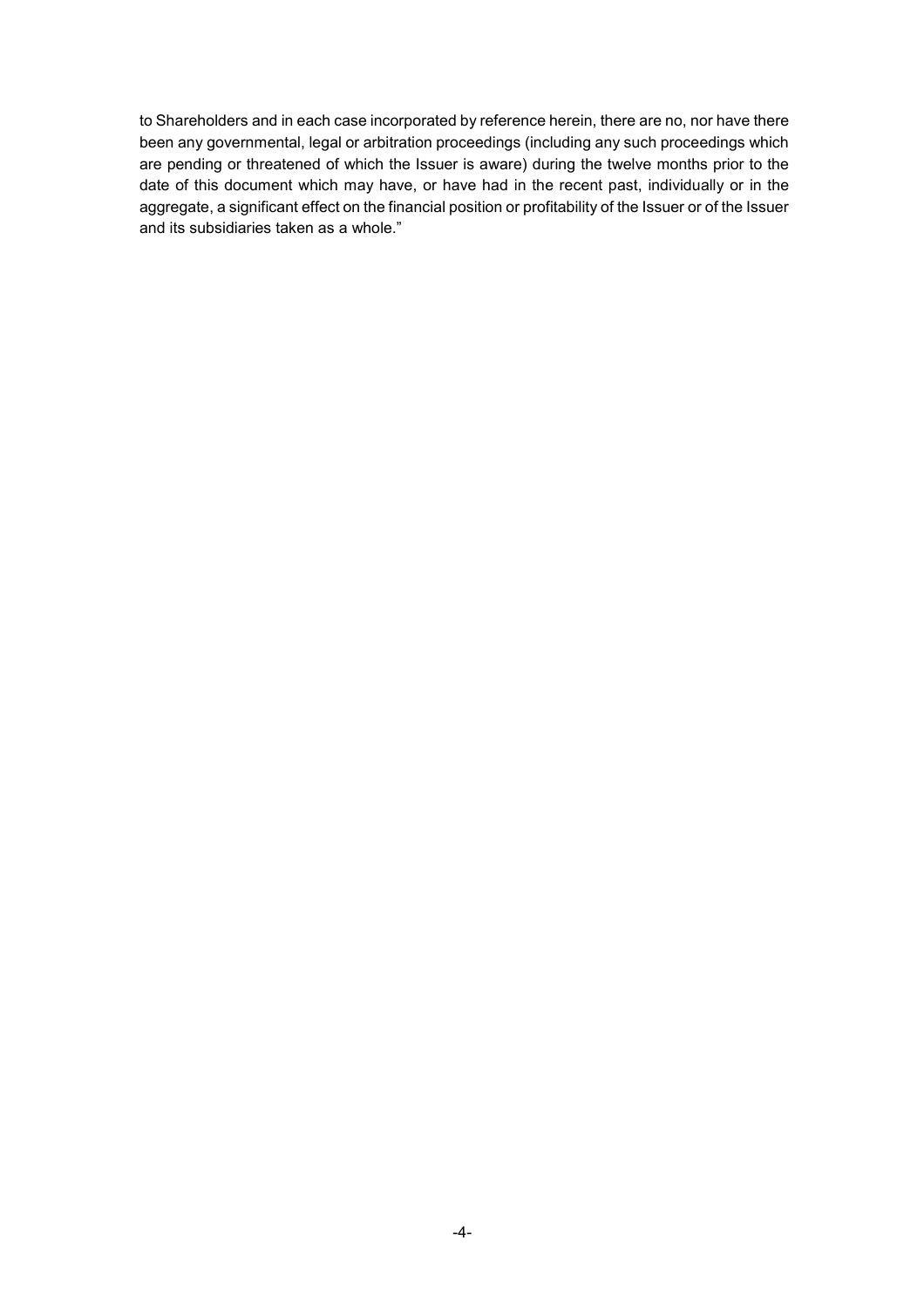to Shareholders and in each case incorporated by reference herein, there are no, nor have there been any governmental, legal or arbitration proceedings (including any such proceedings which are pending or threatened of which the Issuer is aware) during the twelve months prior to the date of this document which may have, or have had in the recent past, individually or in the aggregate, a significant effect on the financial position or profitability of the Issuer or of the Issuer and its subsidiaries taken as a whole."